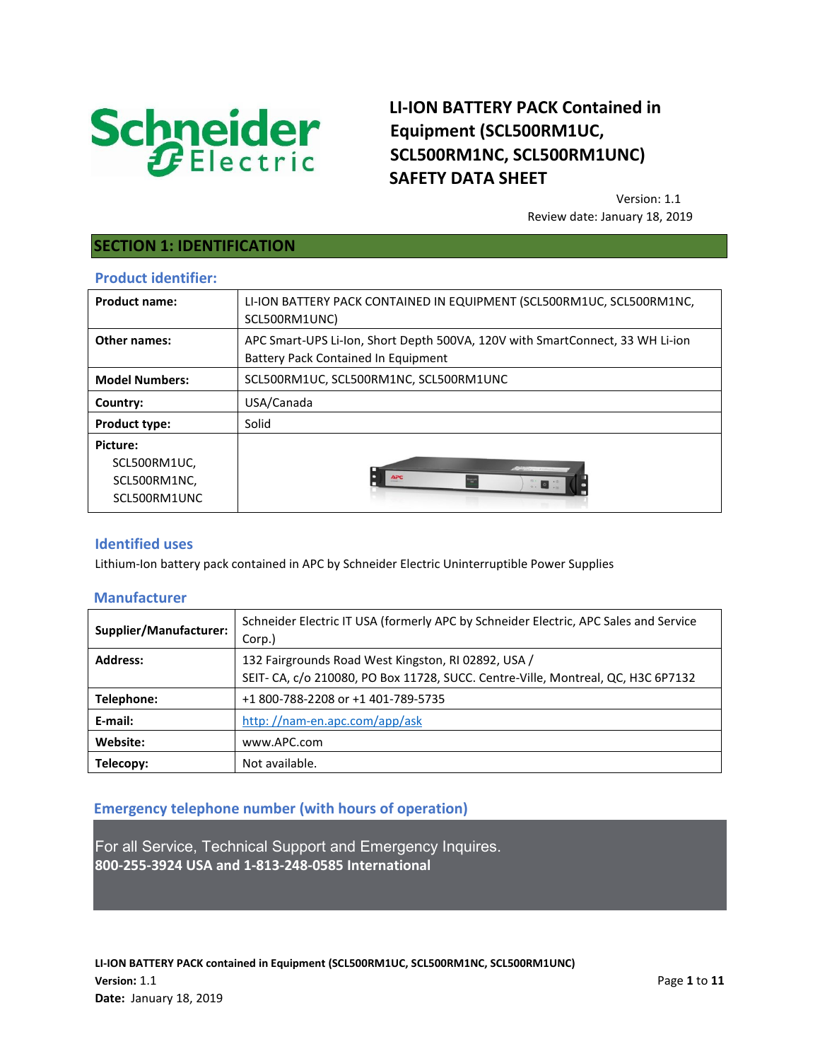# LI-ION BATTERY PACK Contained in Equipment (SCL500RM1UC, SCL500RM1NC, SCL500RM1UNC) SAFETY DATA SHEET

Version: 1.1
Review date: January 18, 2019

## SECTION 1: IDENTIFICATION

### Product identifier:

| | |
|---|---|
| **Product name:** | LI-ION BATTERY PACK CONTAINED IN EQUIPMENT (SCL500RM1UC, SCL500RM1NC, SCL500RM1UNC) |
| **Other names:** | APC Smart-UPS Li-Ion, Short Depth 500VA, 120V with SmartConnect, 33 WH Li-ion Battery Pack Contained In Equipment |
| **Model Numbers:** | SCL500RM1UC, SCL500RM1NC, SCL500RM1UNC |
| **Country:** | USA/Canada |
| **Product type:** | Solid |
| **Picture:** SCL500RM1UC, SCL500RM1NC, SCL500RM1UNC | |

### Identified uses

Lithium-Ion battery pack contained in APC by Schneider Electric Uninterruptible Power Supplies

### Manufacturer

| | |
|---|---|
| **Supplier/Manufacturer:** | Schneider Electric IT USA (formerly APC by Schneider Electric, APC Sales and Service Corp.) |
| **Address:** | 132 Fairgrounds Road West Kingston, RI 02892, USA / SEIT- CA, c/o 210080, PO Box 11728, SUCC. Centre-Ville, Montreal, QC, H3C 6P7132 |
| **Telephone:** | +1 800-788-2208 or +1 401-789-5735 |
| **E-mail:** | http: //nam-en.apc.com/app/ask |
| **Website:** | www.APC.com |
| **Telecopy:** | Not available. |

### Emergency telephone number (with hours of operation)

For all Service, Technical Support and Emergency Inquires.
**800-255-3924 USA and 1-813-248-0585 International**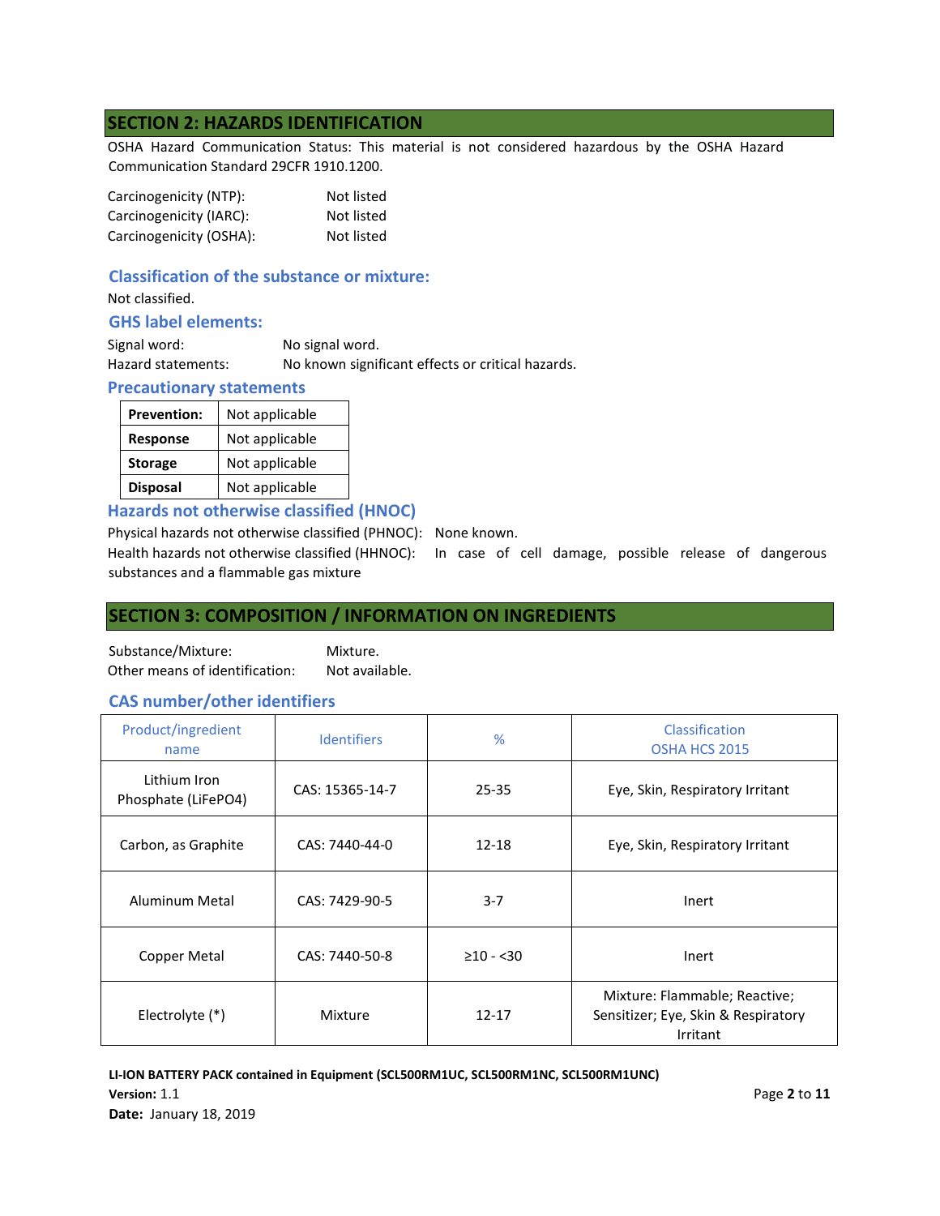## SECTION 2: HAZARDS IDENTIFICATION

OSHA Hazard Communication Status: This material is not considered hazardous by the OSHA Hazard Communication Standard 29CFR 1910.1200.

Carcinogenicity (NTP): Not listed
Carcinogenicity (IARC): Not listed
Carcinogenicity (OSHA): Not listed

### Classification of the substance or mixture:

Not classified.

### GHS label elements:

Signal word: No signal word.
Hazard statements: No known significant effects or critical hazards.

### Precautionary statements

| **Prevention:** | Not applicable |
|---|---|
| **Response** | Not applicable |
| **Storage** | Not applicable |
| **Disposal** | Not applicable |

### Hazards not otherwise classified (HNOC)

Physical hazards not otherwise classified (PHNOC): None known.
Health hazards not otherwise classified (HHNOC): In case of cell damage, possible release of dangerous substances and a flammable gas mixture

## SECTION 3: COMPOSITION / INFORMATION ON INGREDIENTS

Substance/Mixture: Mixture.
Other means of identification: Not available.

### CAS number/other identifiers

| Product/ingredient name | Identifiers | % | Classification OSHA HCS 2015 |
|---|---|---|---|
| Lithium Iron Phosphate (LiFePO4) | CAS: 15365-14-7 | 25-35 | Eye, Skin, Respiratory Irritant |
| Carbon, as Graphite | CAS: 7440-44-0 | 12-18 | Eye, Skin, Respiratory Irritant |
| Aluminum Metal | CAS: 7429-90-5 | 3-7 | Inert |
| Copper Metal | CAS: 7440-50-8 | ≥10 - <30 | Inert |
| Electrolyte (*) | Mixture | 12-17 | Mixture: Flammable; Reactive; Sensitizer; Eye, Skin & Respiratory Irritant |

**LI-ION BATTERY PACK contained in Equipment (SCL500RM1UC, SCL500RM1NC, SCL500RM1UNC)**
**Version:** 1.1
**Date:** January 18, 2019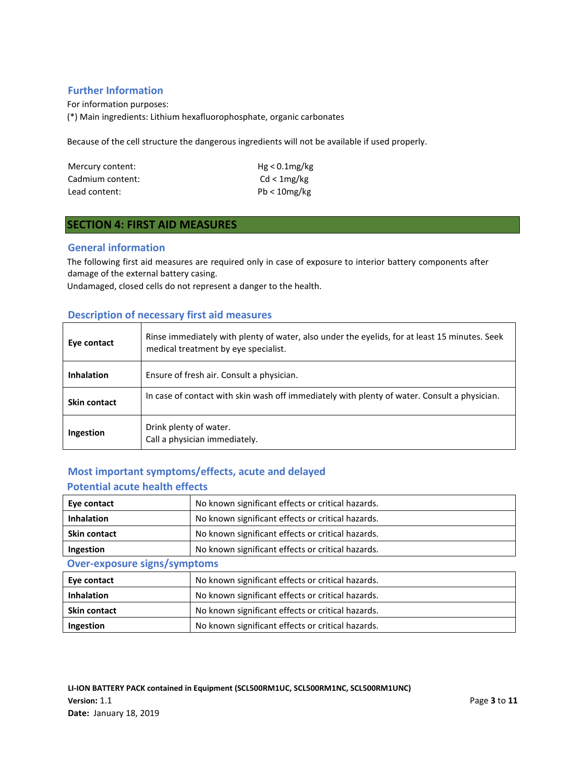### Further Information

For information purposes:
(*) Main ingredients: Lithium hexafluorophosphate, organic carbonates

Because of the cell structure the dangerous ingredients will not be available if used properly.

| | |
|---|---|
| Mercury content: | Hg < 0.1mg/kg |
| Cadmium content: | Cd < 1mg/kg |
| Lead content: | Pb < 10mg/kg |

## SECTION 4: FIRST AID MEASURES

### General information

The following first aid measures are required only in case of exposure to interior battery components after damage of the external battery casing.
Undamaged, closed cells do not represent a danger to the health.

### Description of necessary first aid measures

| | |
|---|---|
| **Eye contact** | Rinse immediately with plenty of water, also under the eyelids, for at least 15 minutes. Seek medical treatment by eye specialist. |
| **Inhalation** | Ensure of fresh air. Consult a physician. |
| **Skin contact** | In case of contact with skin wash off immediately with plenty of water. Consult a physician. |
| **Ingestion** | Drink plenty of water.<br>Call a physician immediately. |

### Most important symptoms/effects, acute and delayed

### Potential acute health effects

| | |
|---|---|
| **Eye contact** | No known significant effects or critical hazards. |
| **Inhalation** | No known significant effects or critical hazards. |
| **Skin contact** | No known significant effects or critical hazards. |
| **Ingestion** | No known significant effects or critical hazards. |

### Over-exposure signs/symptoms

| | |
|---|---|
| **Eye contact** | No known significant effects or critical hazards. |
| **Inhalation** | No known significant effects or critical hazards. |
| **Skin contact** | No known significant effects or critical hazards. |
| **Ingestion** | No known significant effects or critical hazards. |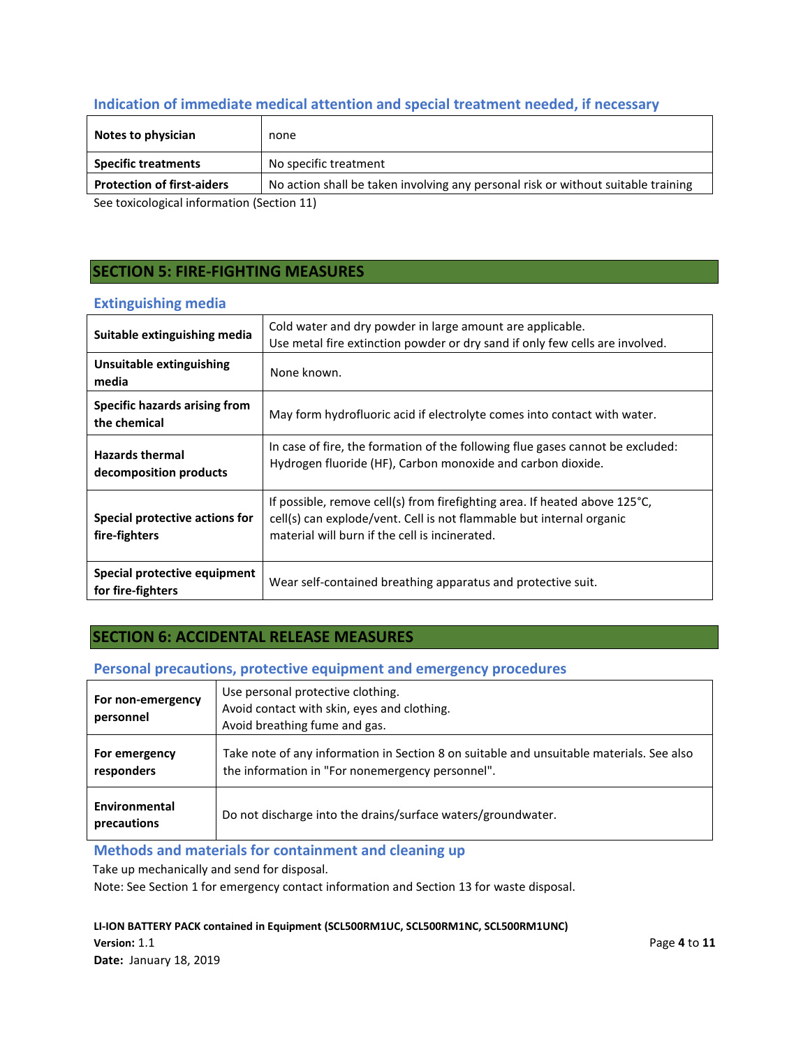### Indication of immediate medical attention and special treatment needed, if necessary

| | |
|---|---|
| **Notes to physician** | none |
| **Specific treatments** | No specific treatment |
| **Protection of first-aiders** | No action shall be taken involving any personal risk or without suitable training |

See toxicological information (Section 11)

## SECTION 5: FIRE-FIGHTING MEASURES

### Extinguishing media

| | |
|---|---|
| **Suitable extinguishing media** | Cold water and dry powder in large amount are applicable.<br>Use metal fire extinction powder or dry sand if only few cells are involved. |
| **Unsuitable extinguishing media** | None known. |
| **Specific hazards arising from the chemical** | May form hydrofluoric acid if electrolyte comes into contact with water. |
| **Hazards thermal decomposition products** | In case of fire, the formation of the following flue gases cannot be excluded: Hydrogen fluoride (HF), Carbon monoxide and carbon dioxide. |
| **Special protective actions for fire-fighters** | If possible, remove cell(s) from firefighting area. If heated above 125°C, cell(s) can explode/vent. Cell is not flammable but internal organic material will burn if the cell is incinerated. |
| **Special protective equipment for fire-fighters** | Wear self-contained breathing apparatus and protective suit. |

## SECTION 6: ACCIDENTAL RELEASE MEASURES

### Personal precautions, protective equipment and emergency procedures

| | |
|---|---|
| **For non-emergency personnel** | Use personal protective clothing.<br>Avoid contact with skin, eyes and clothing.<br>Avoid breathing fume and gas. |
| **For emergency responders** | Take note of any information in Section 8 on suitable and unsuitable materials. See also the information in "For nonemergency personnel". |
| **Environmental precautions** | Do not discharge into the drains/surface waters/groundwater. |

### Methods and materials for containment and cleaning up

Take up mechanically and send for disposal.

Note: See Section 1 for emergency contact information and Section 13 for waste disposal.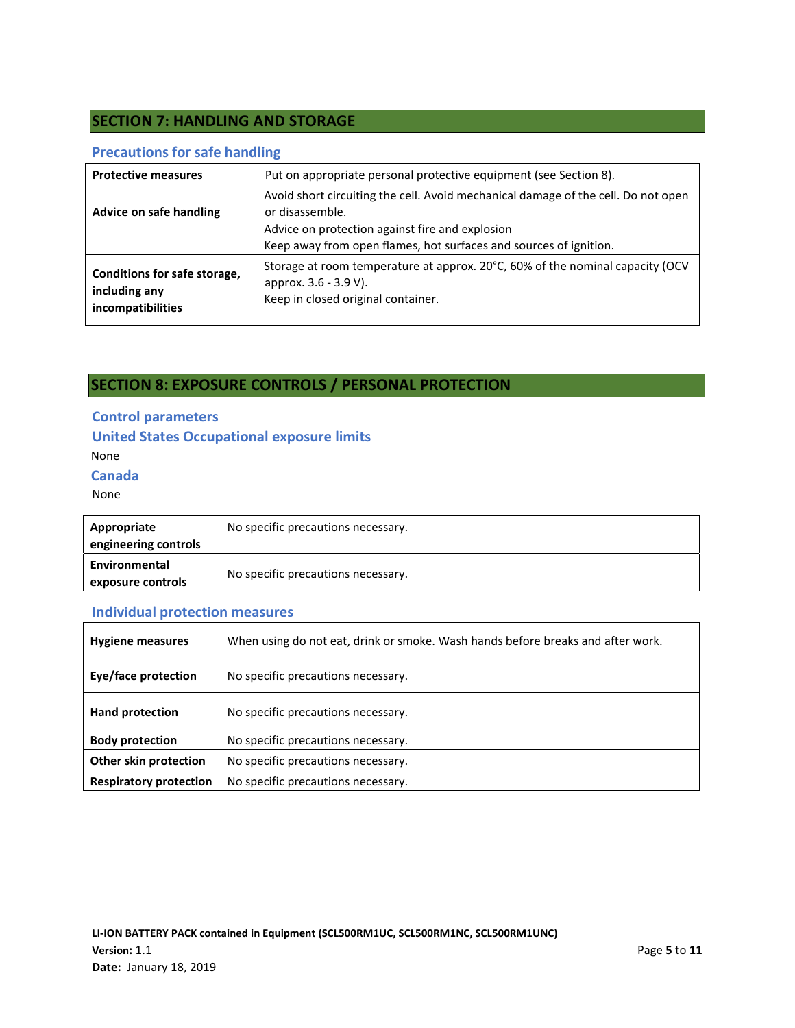## SECTION 7: HANDLING AND STORAGE

### Precautions for safe handling

| | |
|---|---|
| **Protective measures** | Put on appropriate personal protective equipment (see Section 8). |
| **Advice on safe handling** | Avoid short circuiting the cell. Avoid mechanical damage of the cell. Do not open or disassemble.<br>Advice on protection against fire and explosion<br>Keep away from open flames, hot surfaces and sources of ignition. |
| **Conditions for safe storage, including any incompatibilities** | Storage at room temperature at approx. 20°C, 60% of the nominal capacity (OCV approx. 3.6 - 3.9 V).<br>Keep in closed original container. |

## SECTION 8: EXPOSURE CONTROLS / PERSONAL PROTECTION

### Control parameters

### United States Occupational exposure limits

None

### Canada

None

| | |
|---|---|
| **Appropriate engineering controls** | No specific precautions necessary. |
| **Environmental exposure controls** | No specific precautions necessary. |

### Individual protection measures

| | |
|---|---|
| **Hygiene measures** | When using do not eat, drink or smoke. Wash hands before breaks and after work. |
| **Eye/face protection** | No specific precautions necessary. |
| **Hand protection** | No specific precautions necessary. |
| **Body protection** | No specific precautions necessary. |
| **Other skin protection** | No specific precautions necessary. |
| **Respiratory protection** | No specific precautions necessary. |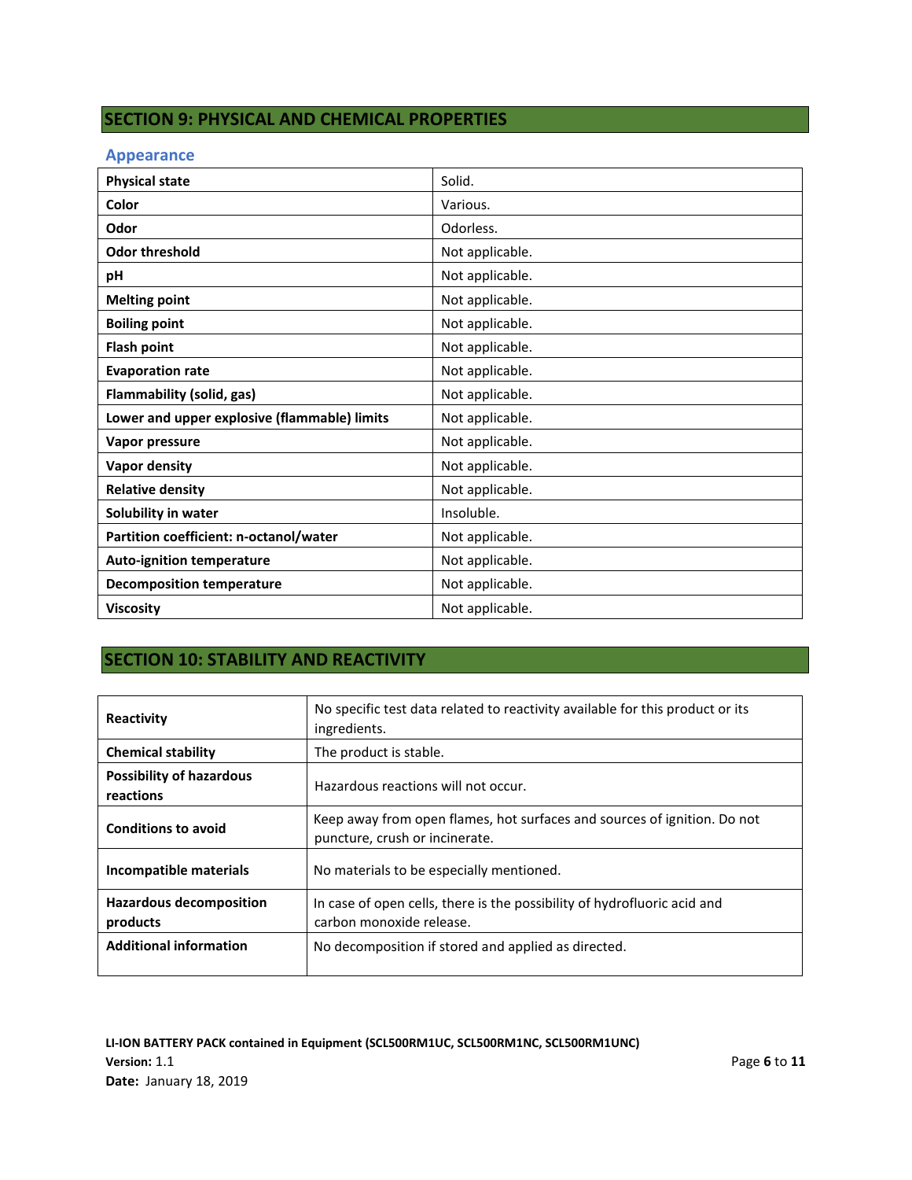## SECTION 9: PHYSICAL AND CHEMICAL PROPERTIES

### Appearance

| | |
|---|---|
| **Physical state** | Solid. |
| **Color** | Various. |
| **Odor** | Odorless. |
| **Odor threshold** | Not applicable. |
| **pH** | Not applicable. |
| **Melting point** | Not applicable. |
| **Boiling point** | Not applicable. |
| **Flash point** | Not applicable. |
| **Evaporation rate** | Not applicable. |
| **Flammability (solid, gas)** | Not applicable. |
| **Lower and upper explosive (flammable) limits** | Not applicable. |
| **Vapor pressure** | Not applicable. |
| **Vapor density** | Not applicable. |
| **Relative density** | Not applicable. |
| **Solubility in water** | Insoluble. |
| **Partition coefficient: n-octanol/water** | Not applicable. |
| **Auto-ignition temperature** | Not applicable. |
| **Decomposition temperature** | Not applicable. |
| **Viscosity** | Not applicable. |

## SECTION 10: STABILITY AND REACTIVITY

| | |
|---|---|
| **Reactivity** | No specific test data related to reactivity available for this product or its ingredients. |
| **Chemical stability** | The product is stable. |
| **Possibility of hazardous reactions** | Hazardous reactions will not occur. |
| **Conditions to avoid** | Keep away from open flames, hot surfaces and sources of ignition. Do not puncture, crush or incinerate. |
| **Incompatible materials** | No materials to be especially mentioned. |
| **Hazardous decomposition products** | In case of open cells, there is the possibility of hydrofluoric acid and carbon monoxide release. |
| **Additional information** | No decomposition if stored and applied as directed. |

**LI-ION BATTERY PACK contained in Equipment (SCL500RM1UC, SCL500RM1NC, SCL500RM1UNC)**
**Version:** 1.1
**Date:** January 18, 2019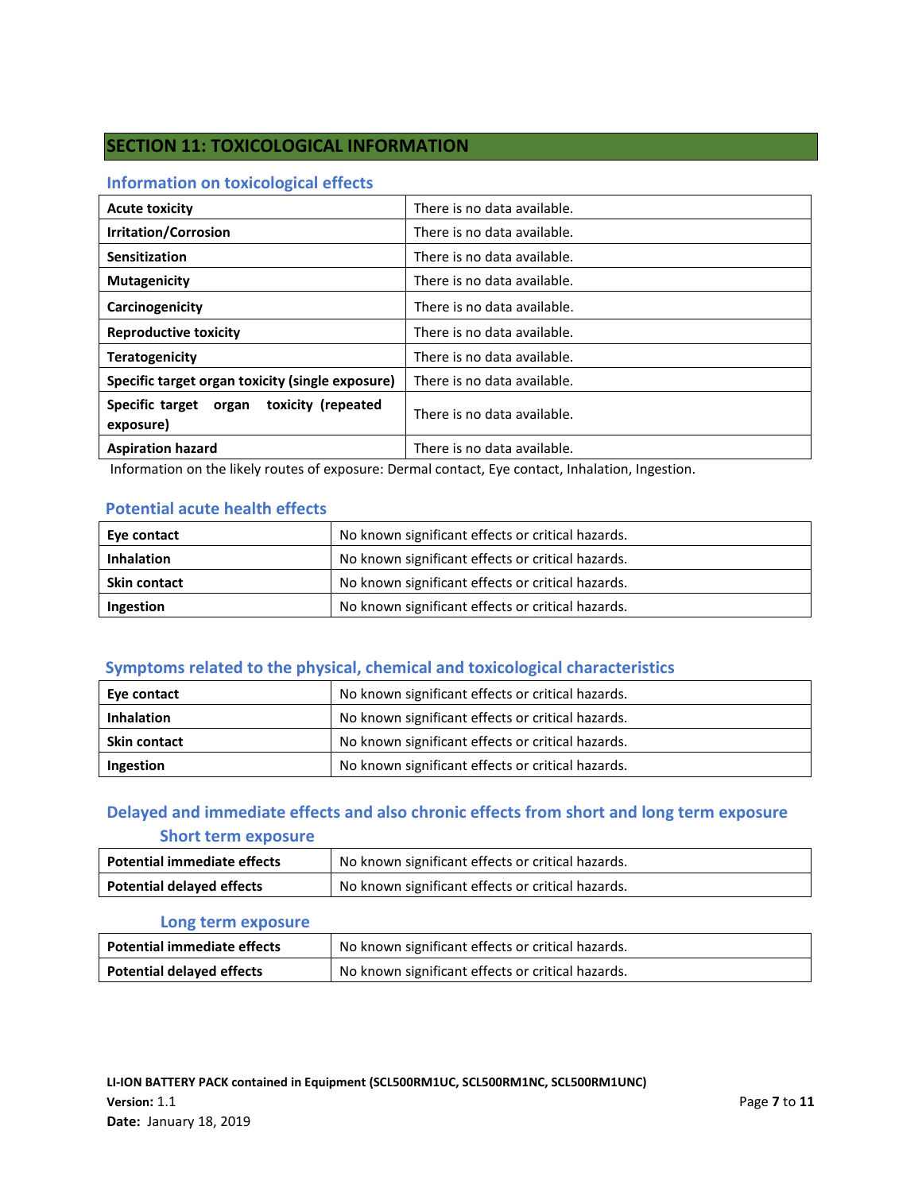## SECTION 11: TOXICOLOGICAL INFORMATION

### Information on toxicological effects

| | |
|---|---|
| **Acute toxicity** | There is no data available. |
| **Irritation/Corrosion** | There is no data available. |
| **Sensitization** | There is no data available. |
| **Mutagenicity** | There is no data available. |
| **Carcinogenicity** | There is no data available. |
| **Reproductive toxicity** | There is no data available. |
| **Teratogenicity** | There is no data available. |
| **Specific target organ toxicity (single exposure)** | There is no data available. |
| **Specific target organ toxicity (repeated exposure)** | There is no data available. |
| **Aspiration hazard** | There is no data available. |

Information on the likely routes of exposure: Dermal contact, Eye contact, Inhalation, Ingestion.

### Potential acute health effects

| | |
|---|---|
| **Eye contact** | No known significant effects or critical hazards. |
| **Inhalation** | No known significant effects or critical hazards. |
| **Skin contact** | No known significant effects or critical hazards. |
| **Ingestion** | No known significant effects or critical hazards. |

### Symptoms related to the physical, chemical and toxicological characteristics

| | |
|---|---|
| **Eye contact** | No known significant effects or critical hazards. |
| **Inhalation** | No known significant effects or critical hazards. |
| **Skin contact** | No known significant effects or critical hazards. |
| **Ingestion** | No known significant effects or critical hazards. |

### Delayed and immediate effects and also chronic effects from short and long term exposure

#### Short term exposure

| | |
|---|---|
| **Potential immediate effects** | No known significant effects or critical hazards. |
| **Potential delayed effects** | No known significant effects or critical hazards. |

#### Long term exposure

| | |
|---|---|
| **Potential immediate effects** | No known significant effects or critical hazards. |
| **Potential delayed effects** | No known significant effects or critical hazards. |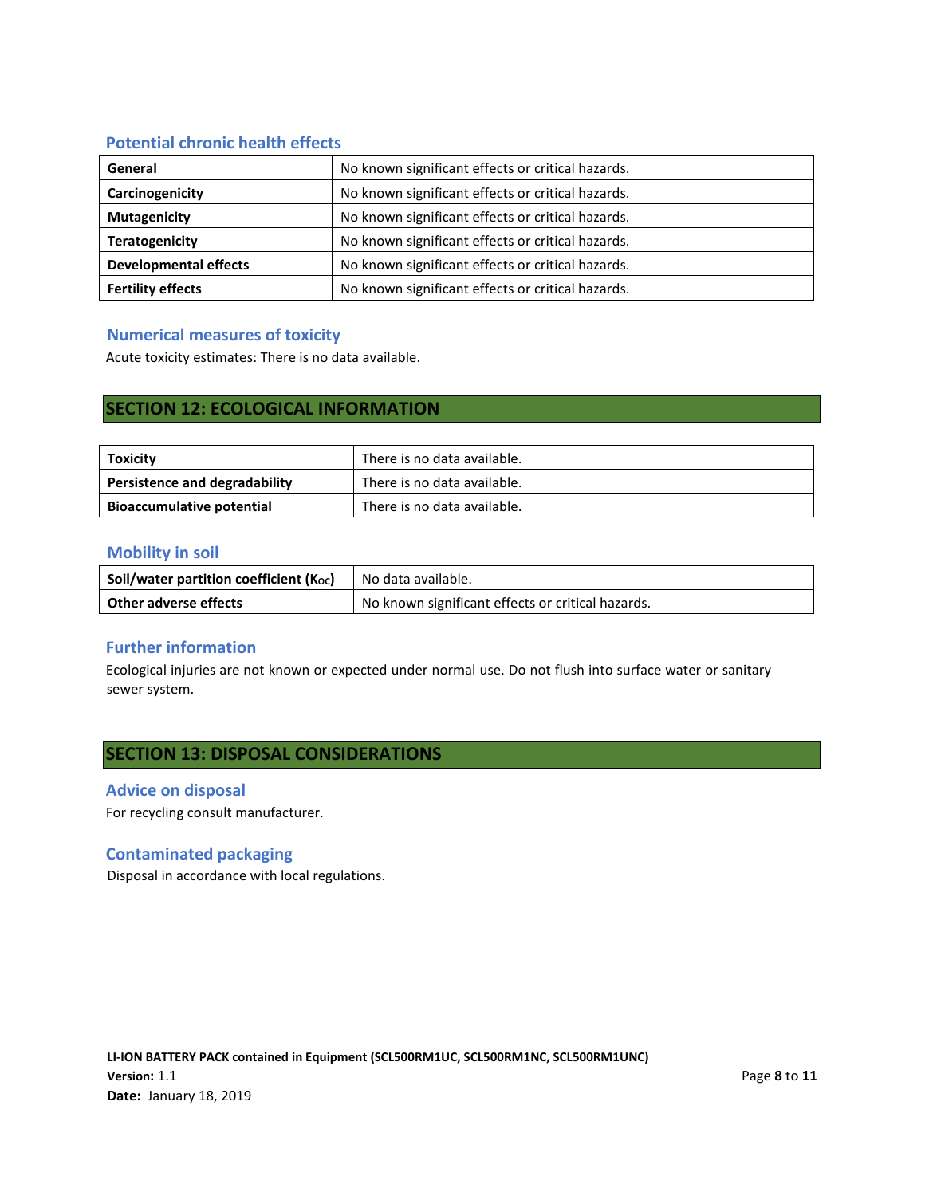### Potential chronic health effects

| | |
|---|---|
| **General** | No known significant effects or critical hazards. |
| **Carcinogenicity** | No known significant effects or critical hazards. |
| **Mutagenicity** | No known significant effects or critical hazards. |
| **Teratogenicity** | No known significant effects or critical hazards. |
| **Developmental effects** | No known significant effects or critical hazards. |
| **Fertility effects** | No known significant effects or critical hazards. |

### Numerical measures of toxicity

Acute toxicity estimates: There is no data available.

## SECTION 12: ECOLOGICAL INFORMATION

| | |
|---|---|
| **Toxicity** | There is no data available. |
| **Persistence and degradability** | There is no data available. |
| **Bioaccumulative potential** | There is no data available. |

### Mobility in soil

| | |
|---|---|
| **Soil/water partition coefficient ($K_{OC}$)** | No data available. |
| **Other adverse effects** | No known significant effects or critical hazards. |

### Further information

Ecological injuries are not known or expected under normal use. Do not flush into surface water or sanitary sewer system.

## SECTION 13: DISPOSAL CONSIDERATIONS

### Advice on disposal

For recycling consult manufacturer.

### Contaminated packaging

Disposal in accordance with local regulations.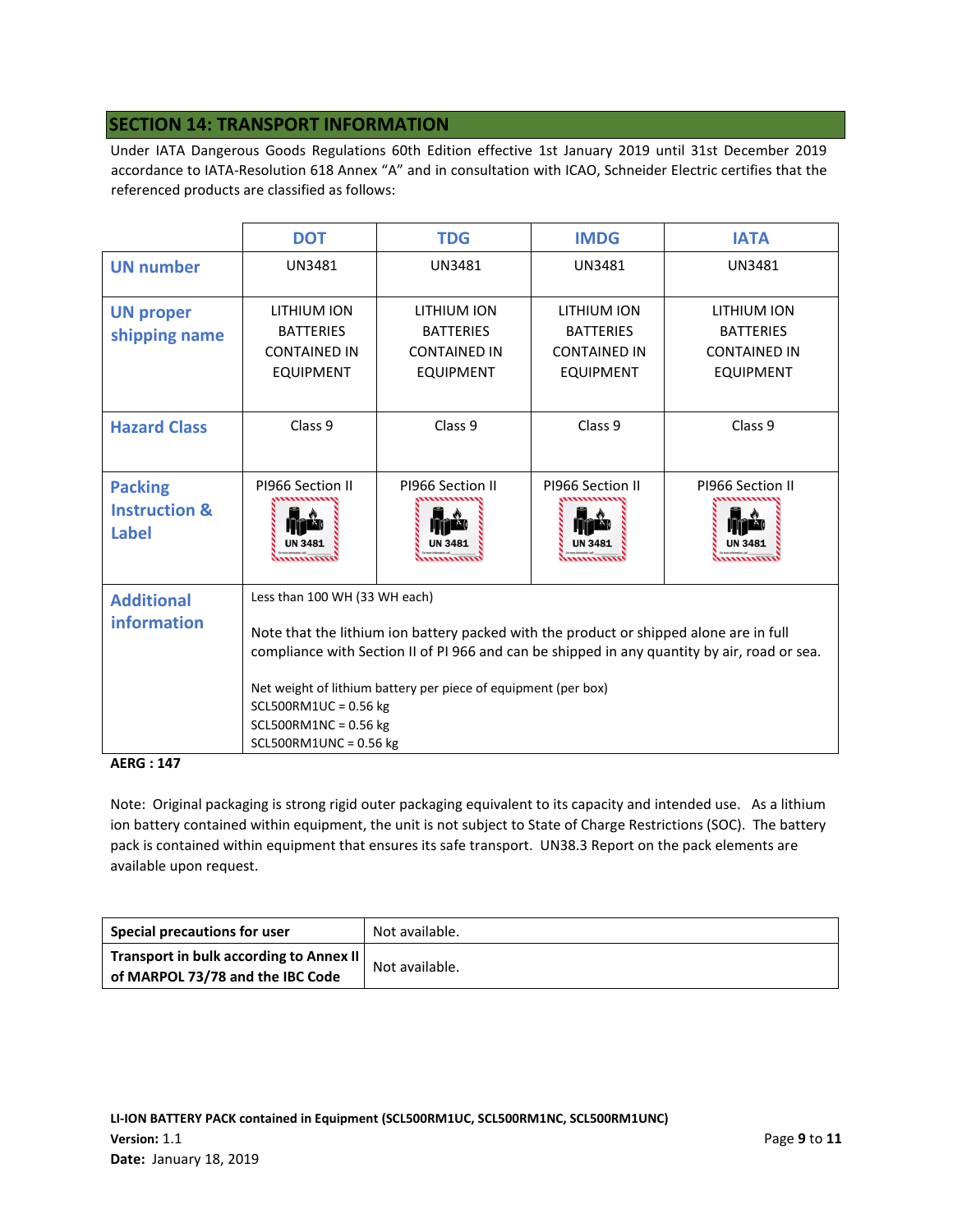## SECTION 14: TRANSPORT INFORMATION

Under IATA Dangerous Goods Regulations 60th Edition effective 1st January 2019 until 31st December 2019 accordance to IATA-Resolution 618 Annex "A" and in consultation with ICAO, Schneider Electric certifies that the referenced products are classified as follows:

| | DOT | TDG | IMDG | IATA |
|---|---|---|---|---|
| **UN number** | UN3481 | UN3481 | UN3481 | UN3481 |
| **UN proper shipping name** | LITHIUM ION BATTERIES CONTAINED IN EQUIPMENT | LITHIUM ION BATTERIES CONTAINED IN EQUIPMENT | LITHIUM ION BATTERIES CONTAINED IN EQUIPMENT | LITHIUM ION BATTERIES CONTAINED IN EQUIPMENT |
| **Hazard Class** | Class 9 | Class 9 | Class 9 | Class 9 |
| **Packing Instruction & Label** | PI966 Section II UN 3481 | PI966 Section II UN 3481 | PI966 Section II UN 3481 | PI966 Section II UN 3481 |
| **Additional information** | Less than 100 WH (33 WH each)<br><br>Note that the lithium ion battery packed with the product or shipped alone are in full compliance with Section II of PI 966 and can be shipped in any quantity by air, road or sea.<br><br>Net weight of lithium battery per piece of equipment (per box)<br>SCL500RM1UC = 0.56 kg<br>SCL500RM1NC = 0.56 kg<br>SCL500RM1UNC = 0.56 kg | | | |

**AERG : 147**

Note: Original packaging is strong rigid outer packaging equivalent to its capacity and intended use. As a lithium ion battery contained within equipment, the unit is not subject to State of Charge Restrictions (SOC). The battery pack is contained within equipment that ensures its safe transport. UN38.3 Report on the pack elements are available upon request.

| **Special precautions for user** | Not available. |
|---|---|
| **Transport in bulk according to Annex II of MARPOL 73/78 and the IBC Code** | Not available. |

**LI-ION BATTERY PACK contained in Equipment (SCL500RM1UC, SCL500RM1NC, SCL500RM1UNC)**
**Version:** 1.1
**Date:** January 18, 2019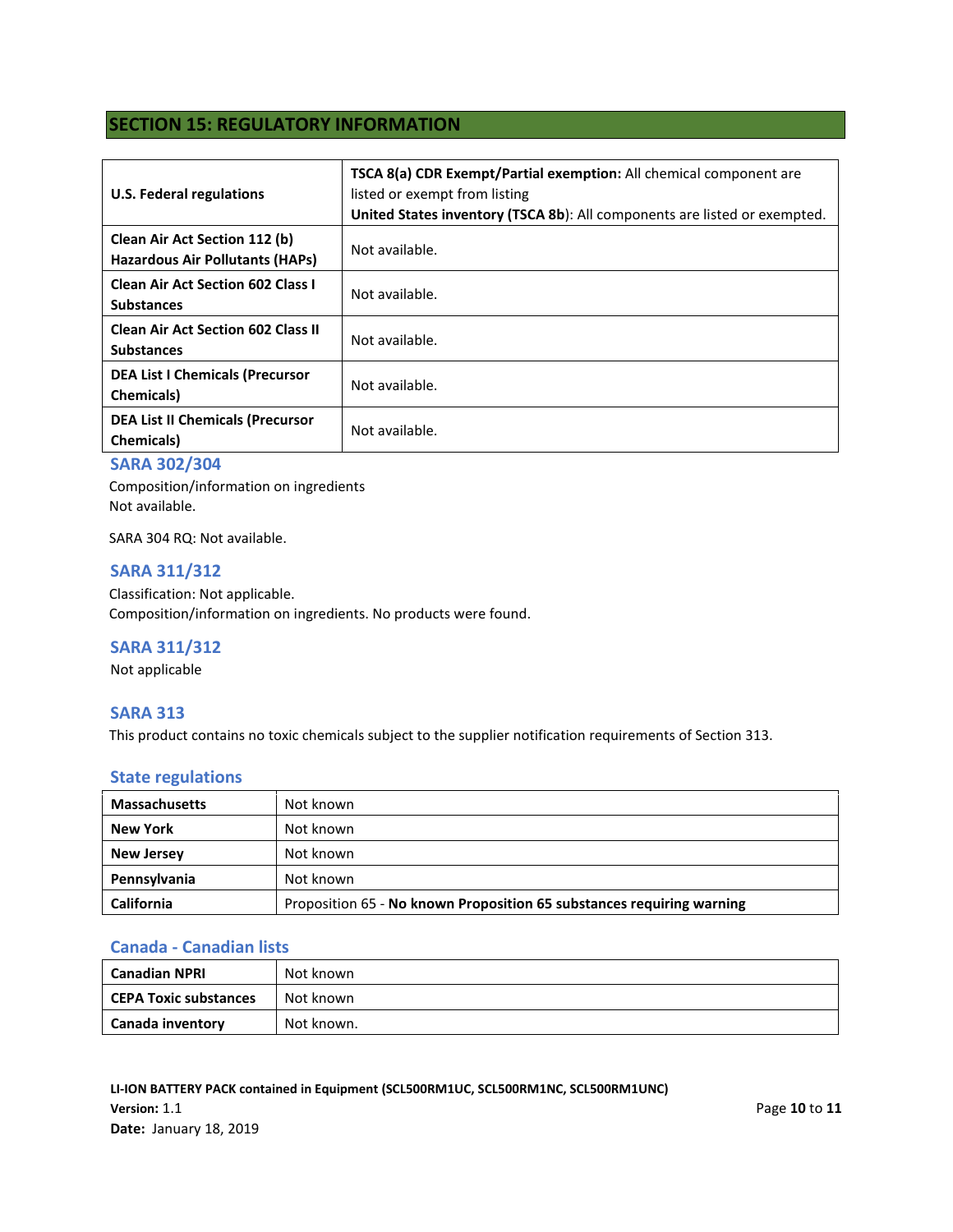## SECTION 15: REGULATORY INFORMATION

| U.S. Federal regulations | **TSCA 8(a) CDR Exempt/Partial exemption:** All chemical component are listed or exempt from listing<br>**United States inventory (TSCA 8b)**: All components are listed or exempted. |
|---|---|
| **Clean Air Act Section 112 (b) Hazardous Air Pollutants (HAPs)** | Not available. |
| **Clean Air Act Section 602 Class I Substances** | Not available. |
| **Clean Air Act Section 602 Class II Substances** | Not available. |
| **DEA List I Chemicals (Precursor Chemicals)** | Not available. |
| **DEA List II Chemicals (Precursor Chemicals)** | Not available. |

### SARA 302/304

Composition/information on ingredients
Not available.

SARA 304 RQ: Not available.

### SARA 311/312

Classification: Not applicable.
Composition/information on ingredients. No products were found.

### SARA 311/312

Not applicable

### SARA 313

This product contains no toxic chemicals subject to the supplier notification requirements of Section 313.

### State regulations

| Massachusetts | Not known |
|---|---|
| **New York** | Not known |
| **New Jersey** | Not known |
| **Pennsylvania** | Not known |
| **California** | Proposition 65 - **No known Proposition 65 substances requiring warning** |

### Canada - Canadian lists

| Canadian NPRI | Not known |
|---|---|
| **CEPA Toxic substances** | Not known |
| **Canada inventory** | Not known. |

**LI-ION BATTERY PACK contained in Equipment (SCL500RM1UC, SCL500RM1NC, SCL500RM1UNC)**
**Version:** 1.1
**Date:** January 18, 2019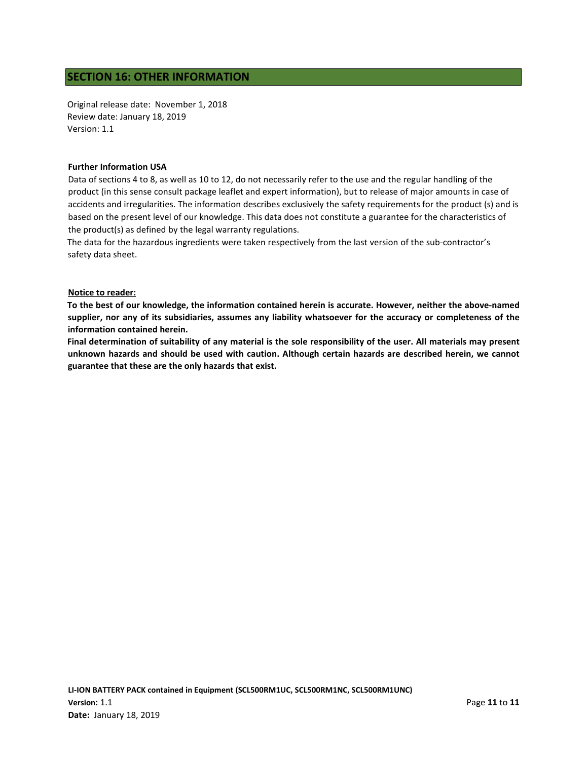## SECTION 16: OTHER INFORMATION

Original release date: November 1, 2018
Review date: January 18, 2019
Version: 1.1

**Further Information USA**

Data of sections 4 to 8, as well as 10 to 12, do not necessarily refer to the use and the regular handling of the product (in this sense consult package leaflet and expert information), but to release of major amounts in case of accidents and irregularities. The information describes exclusively the safety requirements for the product (s) and is based on the present level of our knowledge. This data does not constitute a guarantee for the characteristics of the product(s) as defined by the legal warranty regulations.
The data for the hazardous ingredients were taken respectively from the last version of the sub-contractor's safety data sheet.

**Notice to reader:**

**To the best of our knowledge, the information contained herein is accurate. However, neither the above-named supplier, nor any of its subsidiaries, assumes any liability whatsoever for the accuracy or completeness of the information contained herein.**
**Final determination of suitability of any material is the sole responsibility of the user. All materials may present unknown hazards and should be used with caution. Although certain hazards are described herein, we cannot guarantee that these are the only hazards that exist.**